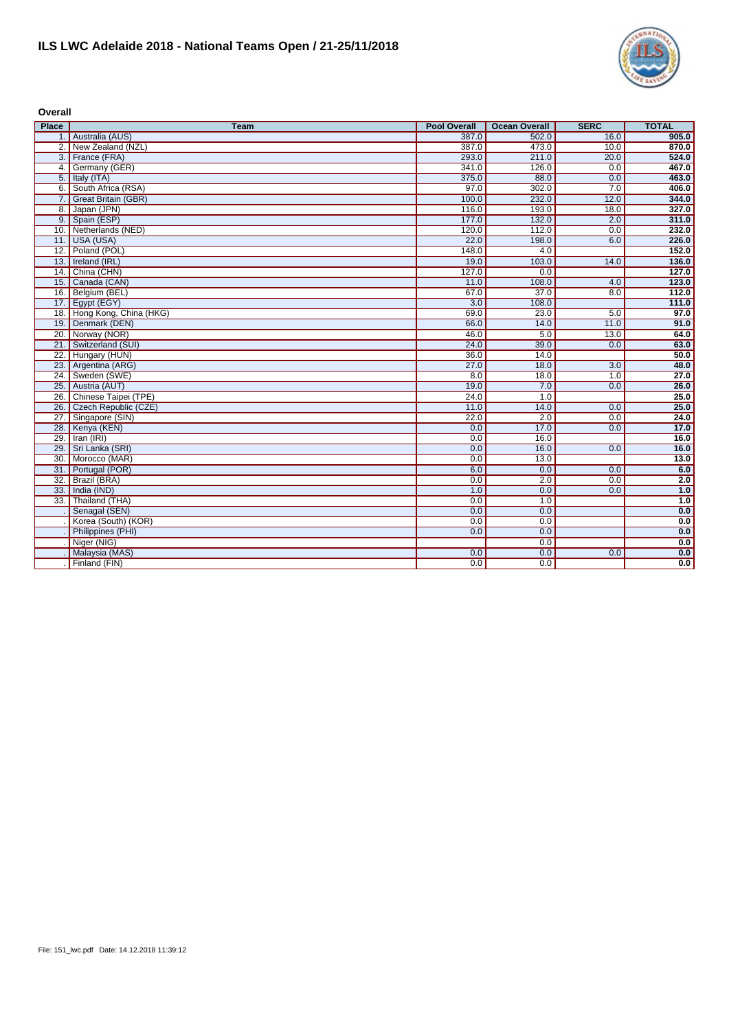# ILS LWC Adelaide 2018 - National Teams Open / 21-25/11/2018

**Overall**

| Place | Team | Pool Overall | Ocean Overall | SERC | TOTAL |
|---|---|---|---|---|---|
| 1. | Australia (AUS) | 387.0 | 502.0 | 16.0 | **905.0** |
| 2. | New Zealand (NZL) | 387.0 | 473.0 | 10.0 | **870.0** |
| 3. | France (FRA) | 293.0 | 211.0 | 20.0 | **524.0** |
| 4. | Germany (GER) | 341.0 | 126.0 | 0.0 | **467.0** |
| 5. | Italy (ITA) | 375.0 | 88.0 | 0.0 | **463.0** |
| 6. | South Africa (RSA) | 97.0 | 302.0 | 7.0 | **406.0** |
| 7. | Great Britain (GBR) | 100.0 | 232.0 | 12.0 | **344.0** |
| 8. | Japan (JPN) | 116.0 | 193.0 | 18.0 | **327.0** |
| 9. | Spain (ESP) | 177.0 | 132.0 | 2.0 | **311.0** |
| 10. | Netherlands (NED) | 120.0 | 112.0 | 0.0 | **232.0** |
| 11. | USA (USA) | 22.0 | 198.0 | 6.0 | **226.0** |
| 12. | Poland (POL) | 148.0 | 4.0 | | **152.0** |
| 13. | Ireland (IRL) | 19.0 | 103.0 | 14.0 | **136.0** |
| 14. | China (CHN) | 127.0 | 0.0 | | **127.0** |
| 15. | Canada (CAN) | 11.0 | 108.0 | 4.0 | **123.0** |
| 16. | Belgium (BEL) | 67.0 | 37.0 | 8.0 | **112.0** |
| 17. | Egypt (EGY) | 3.0 | 108.0 | | **111.0** |
| 18. | Hong Kong, China (HKG) | 69.0 | 23.0 | 5.0 | **97.0** |
| 19. | Denmark (DEN) | 66.0 | 14.0 | 11.0 | **91.0** |
| 20. | Norway (NOR) | 46.0 | 5.0 | 13.0 | **64.0** |
| 21. | Switzerland (SUI) | 24.0 | 39.0 | 0.0 | **63.0** |
| 22. | Hungary (HUN) | 36.0 | 14.0 | | **50.0** |
| 23. | Argentina (ARG) | 27.0 | 18.0 | 3.0 | **48.0** |
| 24. | Sweden (SWE) | 8.0 | 18.0 | 1.0 | **27.0** |
| 25. | Austria (AUT) | 19.0 | 7.0 | 0.0 | **26.0** |
| 26. | Chinese Taipei (TPE) | 24.0 | 1.0 | | **25.0** |
| 26. | Czech Republic (CZE) | 11.0 | 14.0 | 0.0 | **25.0** |
| 27. | Singapore (SIN) | 22.0 | 2.0 | 0.0 | **24.0** |
| 28. | Kenya (KEN) | 0.0 | 17.0 | 0.0 | **17.0** |
| 29. | Iran (IRI) | 0.0 | 16.0 | | **16.0** |
| 29. | Sri Lanka (SRI) | 0.0 | 16.0 | 0.0 | **16.0** |
| 30. | Morocco (MAR) | 0.0 | 13.0 | | **13.0** |
| 31. | Portugal (POR) | 6.0 | 0.0 | 0.0 | **6.0** |
| 32. | Brazil (BRA) | 0.0 | 2.0 | 0.0 | **2.0** |
| 33. | India (IND) | 1.0 | 0.0 | 0.0 | **1.0** |
| 33. | Thailand (THA) | 0.0 | 1.0 | | **1.0** |
| . | Senagal (SEN) | 0.0 | 0.0 | | **0.0** |
| . | Korea (South) (KOR) | 0.0 | 0.0 | | **0.0** |
| . | Philippines (PHI) | 0.0 | 0.0 | | **0.0** |
| . | Niger (NIG) | | 0.0 | | **0.0** |
| . | Malaysia (MAS) | 0.0 | 0.0 | 0.0 | **0.0** |
| . | Finland (FIN) | 0.0 | 0.0 | | **0.0** |

File: 151_lwc.pdf Date: 14.12.2018 11:39:12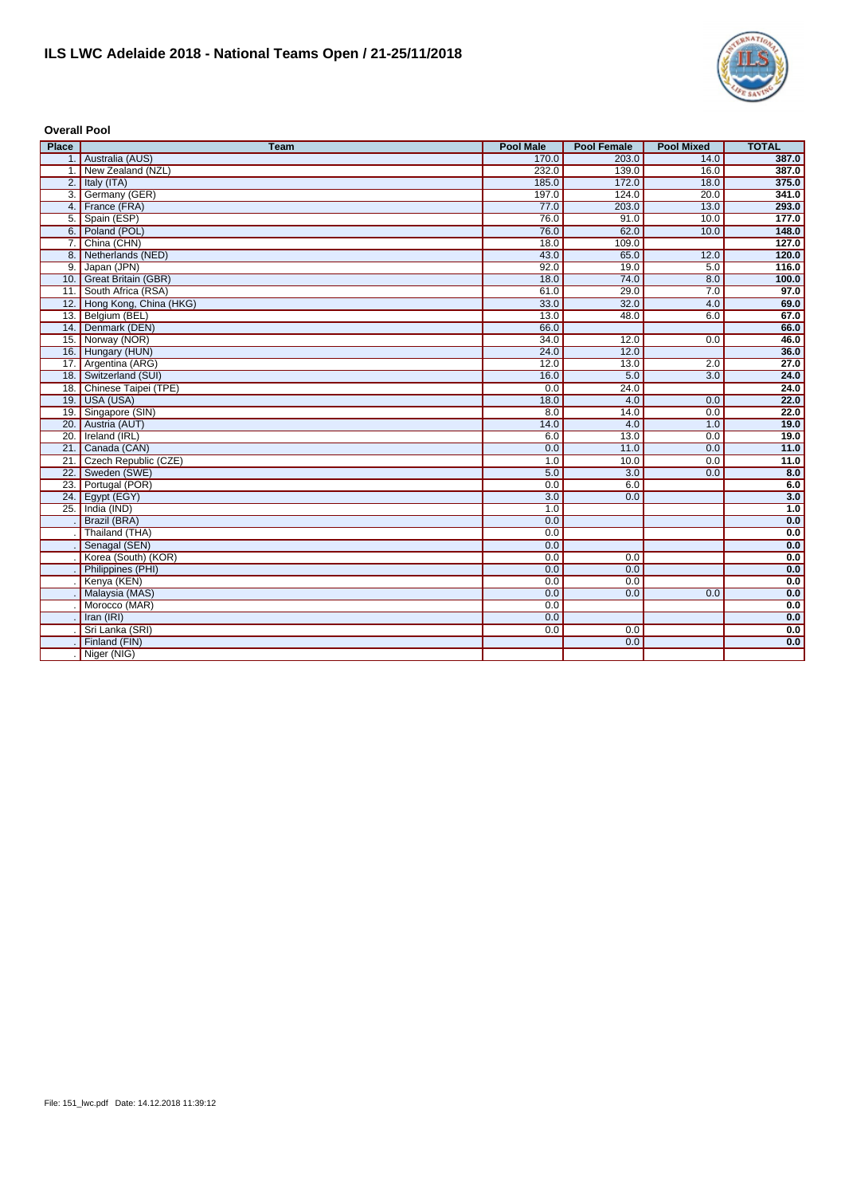## ILS LWC Adelaide 2018 - National Teams Open / 21-25/11/2018

**Overall Pool**

| Place | Team | Pool Male | Pool Female | Pool Mixed | TOTAL |
|---|---|---|---|---|---|
| 1. | Australia (AUS) | 170.0 | 203.0 | 14.0 | **387.0** |
| 1. | New Zealand (NZL) | 232.0 | 139.0 | 16.0 | **387.0** |
| 2. | Italy (ITA) | 185.0 | 172.0 | 18.0 | **375.0** |
| 3. | Germany (GER) | 197.0 | 124.0 | 20.0 | **341.0** |
| 4. | France (FRA) | 77.0 | 203.0 | 13.0 | **293.0** |
| 5. | Spain (ESP) | 76.0 | 91.0 | 10.0 | **177.0** |
| 6. | Poland (POL) | 76.0 | 62.0 | 10.0 | **148.0** |
| 7. | China (CHN) | 18.0 | 109.0 | | **127.0** |
| 8. | Netherlands (NED) | 43.0 | 65.0 | 12.0 | **120.0** |
| 9. | Japan (JPN) | 92.0 | 19.0 | 5.0 | **116.0** |
| 10. | Great Britain (GBR) | 18.0 | 74.0 | 8.0 | **100.0** |
| 11. | South Africa (RSA) | 61.0 | 29.0 | 7.0 | **97.0** |
| 12. | Hong Kong, China (HKG) | 33.0 | 32.0 | 4.0 | **69.0** |
| 13. | Belgium (BEL) | 13.0 | 48.0 | 6.0 | **67.0** |
| 14. | Denmark (DEN) | 66.0 | | | **66.0** |
| 15. | Norway (NOR) | 34.0 | 12.0 | 0.0 | **46.0** |
| 16. | Hungary (HUN) | 24.0 | 12.0 | | **36.0** |
| 17. | Argentina (ARG) | 12.0 | 13.0 | 2.0 | **27.0** |
| 18. | Switzerland (SUI) | 16.0 | 5.0 | 3.0 | **24.0** |
| 18. | Chinese Taipei (TPE) | 0.0 | 24.0 | | **24.0** |
| 19. | USA (USA) | 18.0 | 4.0 | 0.0 | **22.0** |
| 19. | Singapore (SIN) | 8.0 | 14.0 | 0.0 | **22.0** |
| 20. | Austria (AUT) | 14.0 | 4.0 | 1.0 | **19.0** |
| 20. | Ireland (IRL) | 6.0 | 13.0 | 0.0 | **19.0** |
| 21. | Canada (CAN) | 0.0 | 11.0 | 0.0 | **11.0** |
| 21. | Czech Republic (CZE) | 1.0 | 10.0 | 0.0 | **11.0** |
| 22. | Sweden (SWE) | 5.0 | 3.0 | 0.0 | **8.0** |
| 23. | Portugal (POR) | 0.0 | 6.0 | | **6.0** |
| 24. | Egypt (EGY) | 3.0 | 0.0 | | **3.0** |
| 25. | India (IND) | 1.0 | | | **1.0** |
| . | Brazil (BRA) | 0.0 | | | **0.0** |
| . | Thailand (THA) | 0.0 | | | **0.0** |
| . | Senagal (SEN) | 0.0 | | | **0.0** |
| . | Korea (South) (KOR) | 0.0 | 0.0 | | **0.0** |
| . | Philippines (PHI) | 0.0 | 0.0 | | **0.0** |
| . | Kenya (KEN) | 0.0 | 0.0 | | **0.0** |
| . | Malaysia (MAS) | 0.0 | 0.0 | 0.0 | **0.0** |
| . | Morocco (MAR) | 0.0 | | | **0.0** |
| . | Iran (IRI) | 0.0 | | | **0.0** |
| . | Sri Lanka (SRI) | 0.0 | 0.0 | | **0.0** |
| . | Finland (FIN) | | 0.0 | | **0.0** |
| . | Niger (NIG) | | | | |

File: 151_lwc.pdf Date: 14.12.2018 11:39:12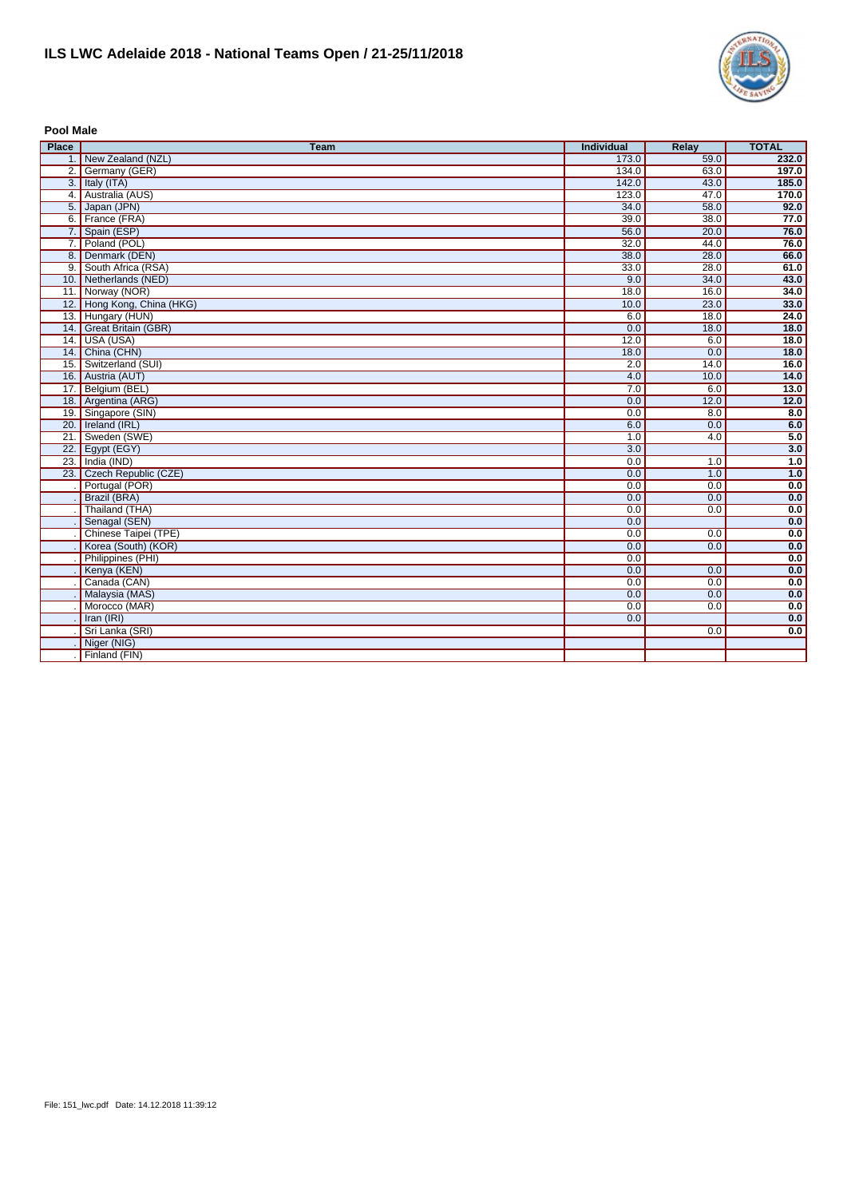# ILS LWC Adelaide 2018 - National Teams Open / 21-25/11/2018

**Pool Male**

| Place | Team | Individual | Relay | TOTAL |
|---|---|---|---|---|
| 1. | New Zealand (NZL) | 173.0 | 59.0 | **232.0** |
| 2. | Germany (GER) | 134.0 | 63.0 | **197.0** |
| 3. | Italy (ITA) | 142.0 | 43.0 | **185.0** |
| 4. | Australia (AUS) | 123.0 | 47.0 | **170.0** |
| 5. | Japan (JPN) | 34.0 | 58.0 | **92.0** |
| 6. | France (FRA) | 39.0 | 38.0 | **77.0** |
| 7. | Spain (ESP) | 56.0 | 20.0 | **76.0** |
| 7. | Poland (POL) | 32.0 | 44.0 | **76.0** |
| 8. | Denmark (DEN) | 38.0 | 28.0 | **66.0** |
| 9. | South Africa (RSA) | 33.0 | 28.0 | **61.0** |
| 10. | Netherlands (NED) | 9.0 | 34.0 | **43.0** |
| 11. | Norway (NOR) | 18.0 | 16.0 | **34.0** |
| 12. | Hong Kong, China (HKG) | 10.0 | 23.0 | **33.0** |
| 13. | Hungary (HUN) | 6.0 | 18.0 | **24.0** |
| 14. | Great Britain (GBR) | 0.0 | 18.0 | **18.0** |
| 14. | USA (USA) | 12.0 | 6.0 | **18.0** |
| 14. | China (CHN) | 18.0 | 0.0 | **18.0** |
| 15. | Switzerland (SUI) | 2.0 | 14.0 | **16.0** |
| 16. | Austria (AUT) | 4.0 | 10.0 | **14.0** |
| 17. | Belgium (BEL) | 7.0 | 6.0 | **13.0** |
| 18. | Argentina (ARG) | 0.0 | 12.0 | **12.0** |
| 19. | Singapore (SIN) | 0.0 | 8.0 | **8.0** |
| 20. | Ireland (IRL) | 6.0 | 0.0 | **6.0** |
| 21. | Sweden (SWE) | 1.0 | 4.0 | **5.0** |
| 22. | Egypt (EGY) | 3.0 | | **3.0** |
| 23. | India (IND) | 0.0 | 1.0 | **1.0** |
| 23. | Czech Republic (CZE) | 0.0 | 1.0 | **1.0** |
| . | Portugal (POR) | 0.0 | 0.0 | **0.0** |
| . | Brazil (BRA) | 0.0 | 0.0 | **0.0** |
| . | Thailand (THA) | 0.0 | 0.0 | **0.0** |
| . | Senagal (SEN) | 0.0 | | **0.0** |
| . | Chinese Taipei (TPE) | 0.0 | 0.0 | **0.0** |
| . | Korea (South) (KOR) | 0.0 | 0.0 | **0.0** |
| . | Philippines (PHI) | 0.0 | | **0.0** |
| . | Kenya (KEN) | 0.0 | 0.0 | **0.0** |
| . | Canada (CAN) | 0.0 | 0.0 | **0.0** |
| . | Malaysia (MAS) | 0.0 | 0.0 | **0.0** |
| . | Morocco (MAR) | 0.0 | 0.0 | **0.0** |
| . | Iran (IRI) | 0.0 | | **0.0** |
| . | Sri Lanka (SRI) | | 0.0 | **0.0** |
| . | Niger (NIG) | | | |
| . | Finland (FIN) | | | |

File: 151_lwc.pdf Date: 14.12.2018 11:39:12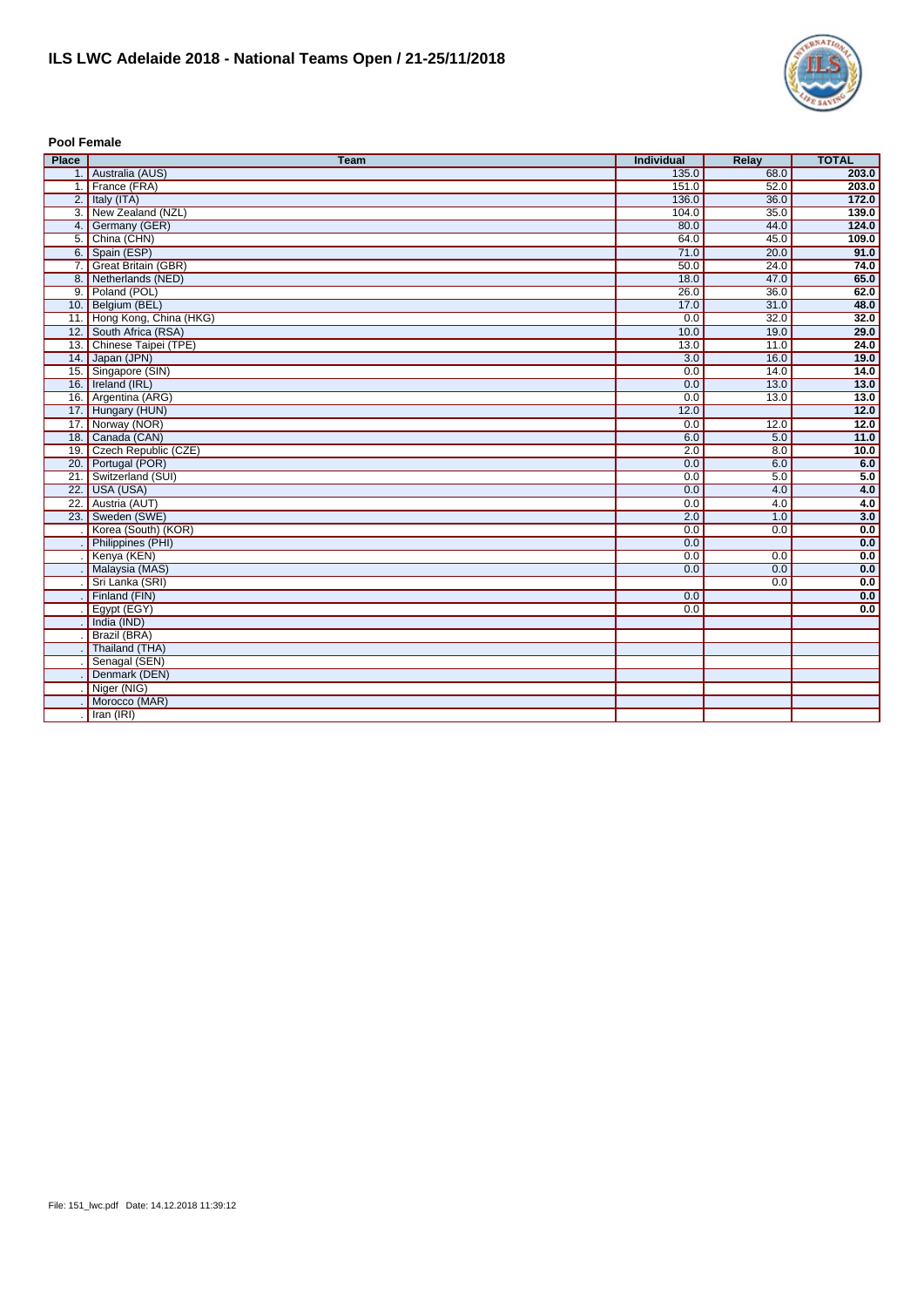# ILS LWC Adelaide 2018 - National Teams Open / 21-25/11/2018

**Pool Female**

| Place | Team | Individual | Relay | TOTAL |
|---|---|---|---|---|
| 1. | Australia (AUS) | 135.0 | 68.0 | **203.0** |
| 1. | France (FRA) | 151.0 | 52.0 | **203.0** |
| 2. | Italy (ITA) | 136.0 | 36.0 | **172.0** |
| 3. | New Zealand (NZL) | 104.0 | 35.0 | **139.0** |
| 4. | Germany (GER) | 80.0 | 44.0 | **124.0** |
| 5. | China (CHN) | 64.0 | 45.0 | **109.0** |
| 6. | Spain (ESP) | 71.0 | 20.0 | **91.0** |
| 7. | Great Britain (GBR) | 50.0 | 24.0 | **74.0** |
| 8. | Netherlands (NED) | 18.0 | 47.0 | **65.0** |
| 9. | Poland (POL) | 26.0 | 36.0 | **62.0** |
| 10. | Belgium (BEL) | 17.0 | 31.0 | **48.0** |
| 11. | Hong Kong, China (HKG) | 0.0 | 32.0 | **32.0** |
| 12. | South Africa (RSA) | 10.0 | 19.0 | **29.0** |
| 13. | Chinese Taipei (TPE) | 13.0 | 11.0 | **24.0** |
| 14. | Japan (JPN) | 3.0 | 16.0 | **19.0** |
| 15. | Singapore (SIN) | 0.0 | 14.0 | **14.0** |
| 16. | Ireland (IRL) | 0.0 | 13.0 | **13.0** |
| 16. | Argentina (ARG) | 0.0 | 13.0 | **13.0** |
| 17. | Hungary (HUN) | 12.0 | | **12.0** |
| 17. | Norway (NOR) | 0.0 | 12.0 | **12.0** |
| 18. | Canada (CAN) | 6.0 | 5.0 | **11.0** |
| 19. | Czech Republic (CZE) | 2.0 | 8.0 | **10.0** |
| 20. | Portugal (POR) | 0.0 | 6.0 | **6.0** |
| 21. | Switzerland (SUI) | 0.0 | 5.0 | **5.0** |
| 22. | USA (USA) | 0.0 | 4.0 | **4.0** |
| 22. | Austria (AUT) | 0.0 | 4.0 | **4.0** |
| 23. | Sweden (SWE) | 2.0 | 1.0 | **3.0** |
| . | Korea (South) (KOR) | 0.0 | 0.0 | **0.0** |
| . | Philippines (PHI) | 0.0 | | **0.0** |
| . | Kenya (KEN) | 0.0 | 0.0 | **0.0** |
| . | Malaysia (MAS) | 0.0 | 0.0 | **0.0** |
| . | Sri Lanka (SRI) | | 0.0 | **0.0** |
| . | Finland (FIN) | 0.0 | | **0.0** |
| . | Egypt (EGY) | 0.0 | | **0.0** |
| . | India (IND) | | | |
| . | Brazil (BRA) | | | |
| . | Thailand (THA) | | | |
| . | Senagal (SEN) | | | |
| . | Denmark (DEN) | | | |
| . | Niger (NIG) | | | |
| . | Morocco (MAR) | | | |
| . | Iran (IRI) | | | |

File: 151_lwc.pdf Date: 14.12.2018 11:39:12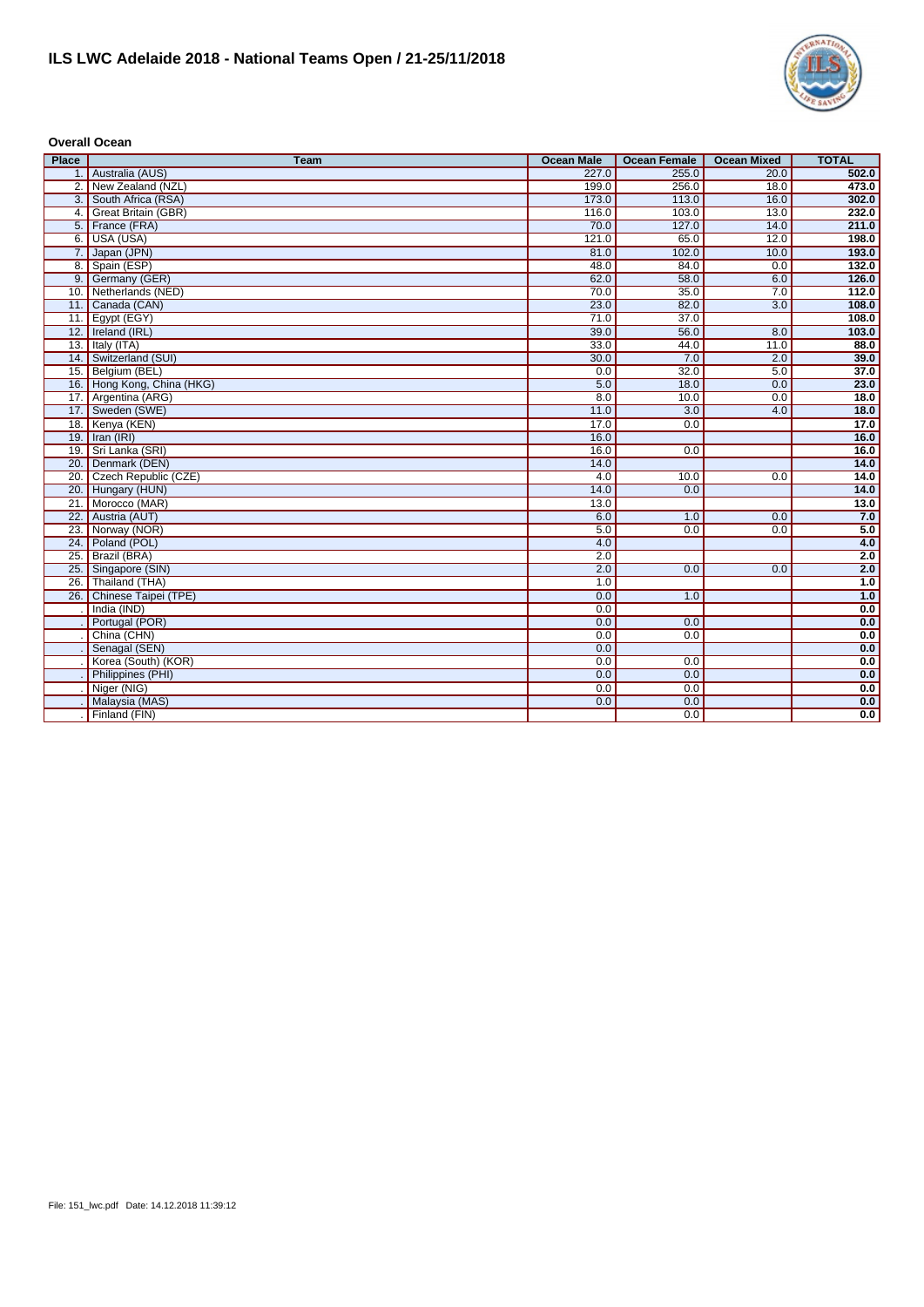# ILS LWC Adelaide 2018 - National Teams Open / 21-25/11/2018

**Overall Ocean**

| Place | Team | Ocean Male | Ocean Female | Ocean Mixed | TOTAL |
|---|---|---|---|---|---|
| 1. | Australia (AUS) | 227.0 | 255.0 | 20.0 | **502.0** |
| 2. | New Zealand (NZL) | 199.0 | 256.0 | 18.0 | **473.0** |
| 3. | South Africa (RSA) | 173.0 | 113.0 | 16.0 | **302.0** |
| 4. | Great Britain (GBR) | 116.0 | 103.0 | 13.0 | **232.0** |
| 5. | France (FRA) | 70.0 | 127.0 | 14.0 | **211.0** |
| 6. | USA (USA) | 121.0 | 65.0 | 12.0 | **198.0** |
| 7. | Japan (JPN) | 81.0 | 102.0 | 10.0 | **193.0** |
| 8. | Spain (ESP) | 48.0 | 84.0 | 0.0 | **132.0** |
| 9. | Germany (GER) | 62.0 | 58.0 | 6.0 | **126.0** |
| 10. | Netherlands (NED) | 70.0 | 35.0 | 7.0 | **112.0** |
| 11. | Canada (CAN) | 23.0 | 82.0 | 3.0 | **108.0** |
| 11. | Egypt (EGY) | 71.0 | 37.0 | | **108.0** |
| 12. | Ireland (IRL) | 39.0 | 56.0 | 8.0 | **103.0** |
| 13. | Italy (ITA) | 33.0 | 44.0 | 11.0 | **88.0** |
| 14. | Switzerland (SUI) | 30.0 | 7.0 | 2.0 | **39.0** |
| 15. | Belgium (BEL) | 0.0 | 32.0 | 5.0 | **37.0** |
| 16. | Hong Kong, China (HKG) | 5.0 | 18.0 | 0.0 | **23.0** |
| 17. | Argentina (ARG) | 8.0 | 10.0 | 0.0 | **18.0** |
| 17. | Sweden (SWE) | 11.0 | 3.0 | 4.0 | **18.0** |
| 18. | Kenya (KEN) | 17.0 | 0.0 | | **17.0** |
| 19. | Iran (IRI) | 16.0 | | | **16.0** |
| 19. | Sri Lanka (SRI) | 16.0 | 0.0 | | **16.0** |
| 20. | Denmark (DEN) | 14.0 | | | **14.0** |
| 20. | Czech Republic (CZE) | 4.0 | 10.0 | 0.0 | **14.0** |
| 20. | Hungary (HUN) | 14.0 | 0.0 | | **14.0** |
| 21. | Morocco (MAR) | 13.0 | | | **13.0** |
| 22. | Austria (AUT) | 6.0 | 1.0 | 0.0 | **7.0** |
| 23. | Norway (NOR) | 5.0 | 0.0 | 0.0 | **5.0** |
| 24. | Poland (POL) | 4.0 | | | **4.0** |
| 25. | Brazil (BRA) | 2.0 | | | **2.0** |
| 25. | Singapore (SIN) | 2.0 | 0.0 | 0.0 | **2.0** |
| 26. | Thailand (THA) | 1.0 | | | **1.0** |
| 26. | Chinese Taipei (TPE) | 0.0 | 1.0 | | **1.0** |
| . | India (IND) | 0.0 | | | **0.0** |
| . | Portugal (POR) | 0.0 | 0.0 | | **0.0** |
| . | China (CHN) | 0.0 | 0.0 | | **0.0** |
| . | Senagal (SEN) | 0.0 | | | **0.0** |
| . | Korea (South) (KOR) | 0.0 | 0.0 | | **0.0** |
| . | Philippines (PHI) | 0.0 | 0.0 | | **0.0** |
| . | Niger (NIG) | 0.0 | 0.0 | | **0.0** |
| . | Malaysia (MAS) | 0.0 | 0.0 | | **0.0** |
| . | Finland (FIN) | | 0.0 | | **0.0** |

File: 151_lwc.pdf Date: 14.12.2018 11:39:12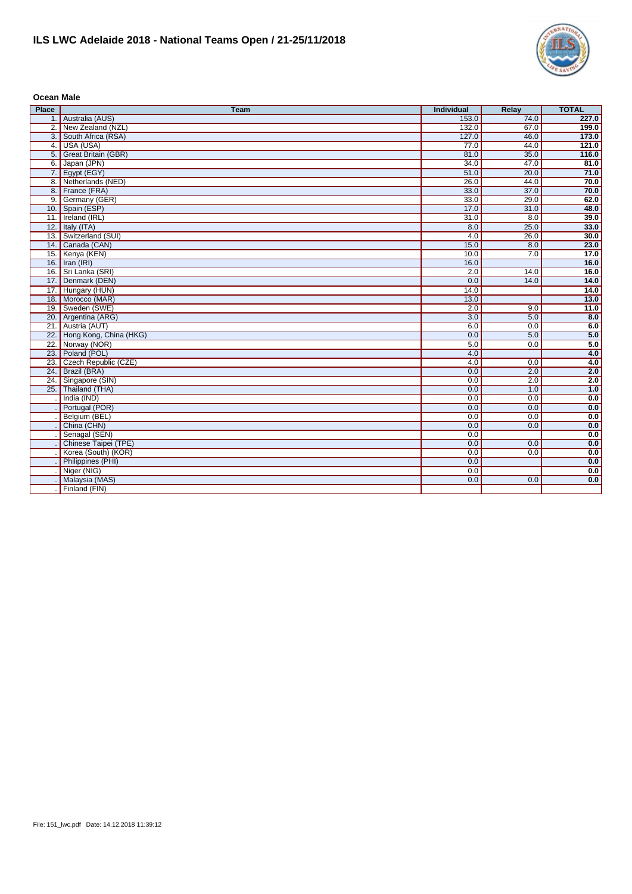# ILS LWC Adelaide 2018 - National Teams Open / 21-25/11/2018

**Ocean Male**

| Place | Team | Individual | Relay | TOTAL |
|---|---|---|---|---|
| 1. | Australia (AUS) | 153.0 | 74.0 | **227.0** |
| 2. | New Zealand (NZL) | 132.0 | 67.0 | **199.0** |
| 3. | South Africa (RSA) | 127.0 | 46.0 | **173.0** |
| 4. | USA (USA) | 77.0 | 44.0 | **121.0** |
| 5. | Great Britain (GBR) | 81.0 | 35.0 | **116.0** |
| 6. | Japan (JPN) | 34.0 | 47.0 | **81.0** |
| 7. | Egypt (EGY) | 51.0 | 20.0 | **71.0** |
| 8. | Netherlands (NED) | 26.0 | 44.0 | **70.0** |
| 8. | France (FRA) | 33.0 | 37.0 | **70.0** |
| 9. | Germany (GER) | 33.0 | 29.0 | **62.0** |
| 10. | Spain (ESP) | 17.0 | 31.0 | **48.0** |
| 11. | Ireland (IRL) | 31.0 | 8.0 | **39.0** |
| 12. | Italy (ITA) | 8.0 | 25.0 | **33.0** |
| 13. | Switzerland (SUI) | 4.0 | 26.0 | **30.0** |
| 14. | Canada (CAN) | 15.0 | 8.0 | **23.0** |
| 15. | Kenya (KEN) | 10.0 | 7.0 | **17.0** |
| 16. | Iran (IRI) | 16.0 | | **16.0** |
| 16. | Sri Lanka (SRI) | 2.0 | 14.0 | **16.0** |
| 17. | Denmark (DEN) | 0.0 | 14.0 | **14.0** |
| 17. | Hungary (HUN) | 14.0 | | **14.0** |
| 18. | Morocco (MAR) | 13.0 | | **13.0** |
| 19. | Sweden (SWE) | 2.0 | 9.0 | **11.0** |
| 20. | Argentina (ARG) | 3.0 | 5.0 | **8.0** |
| 21. | Austria (AUT) | 6.0 | 0.0 | **6.0** |
| 22. | Hong Kong, China (HKG) | 0.0 | 5.0 | **5.0** |
| 22. | Norway (NOR) | 5.0 | 0.0 | **5.0** |
| 23. | Poland (POL) | 4.0 | | **4.0** |
| 23. | Czech Republic (CZE) | 4.0 | 0.0 | **4.0** |
| 24. | Brazil (BRA) | 0.0 | 2.0 | **2.0** |
| 24. | Singapore (SIN) | 0.0 | 2.0 | **2.0** |
| 25. | Thailand (THA) | 0.0 | 1.0 | **1.0** |
| . | India (IND) | 0.0 | 0.0 | **0.0** |
| . | Portugal (POR) | 0.0 | 0.0 | **0.0** |
| . | Belgium (BEL) | 0.0 | 0.0 | **0.0** |
| . | China (CHN) | 0.0 | 0.0 | **0.0** |
| . | Senagal (SEN) | 0.0 | | **0.0** |
| . | Chinese Taipei (TPE) | 0.0 | 0.0 | **0.0** |
| . | Korea (South) (KOR) | 0.0 | 0.0 | **0.0** |
| . | Philippines (PHI) | 0.0 | | **0.0** |
| . | Niger (NIG) | 0.0 | | **0.0** |
| . | Malaysia (MAS) | 0.0 | 0.0 | **0.0** |
| . | Finland (FIN) | | | |

File: 151_lwc.pdf Date: 14.12.2018 11:39:12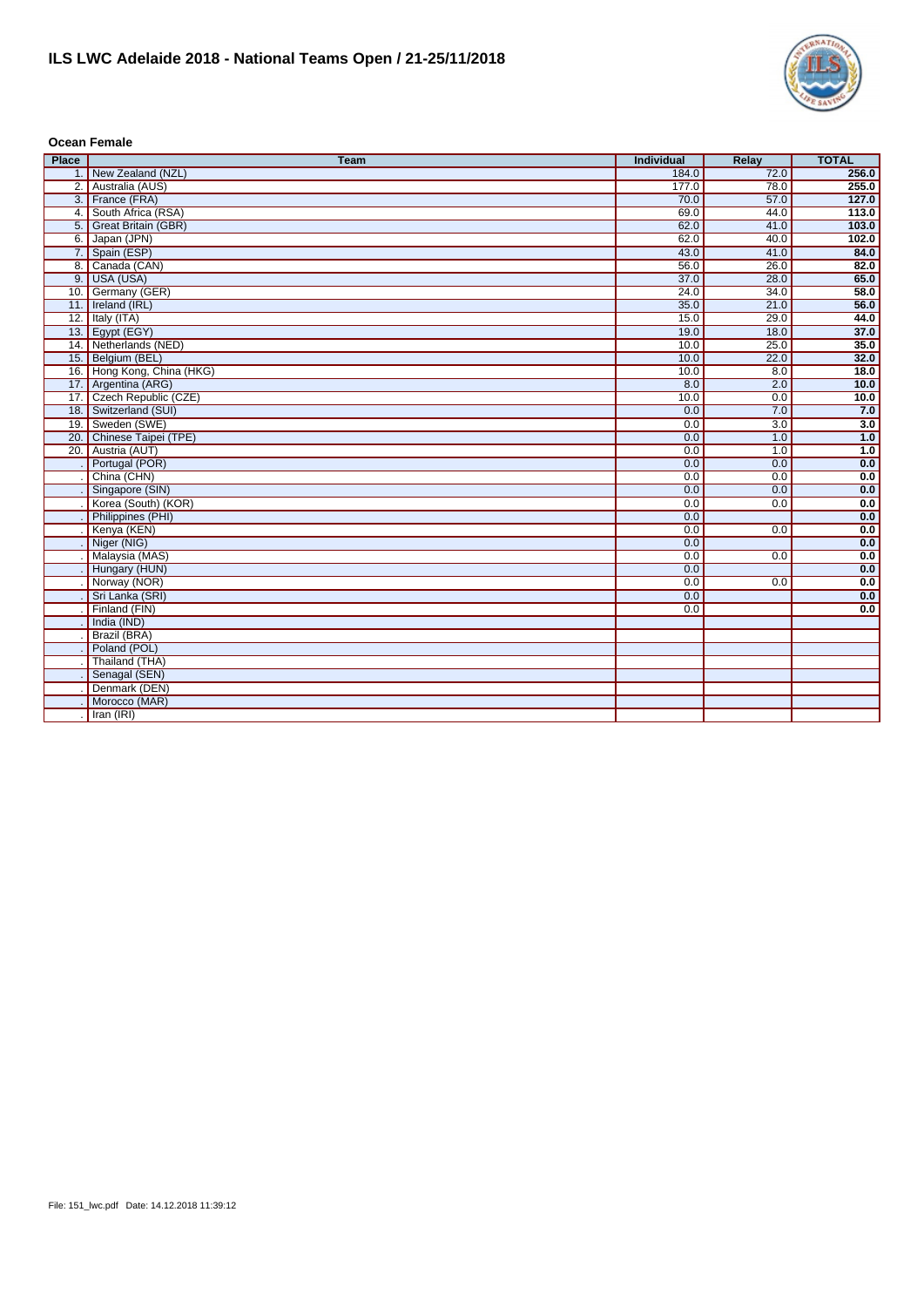# ILS LWC Adelaide 2018 - National Teams Open / 21-25/11/2018

**Ocean Female**

| Place | Team | Individual | Relay | TOTAL |
|---|---|---|---|---|
| 1. | New Zealand (NZL) | 184.0 | 72.0 | **256.0** |
| 2. | Australia (AUS) | 177.0 | 78.0 | **255.0** |
| 3. | France (FRA) | 70.0 | 57.0 | **127.0** |
| 4. | South Africa (RSA) | 69.0 | 44.0 | **113.0** |
| 5. | Great Britain (GBR) | 62.0 | 41.0 | **103.0** |
| 6. | Japan (JPN) | 62.0 | 40.0 | **102.0** |
| 7. | Spain (ESP) | 43.0 | 41.0 | **84.0** |
| 8. | Canada (CAN) | 56.0 | 26.0 | **82.0** |
| 9. | USA (USA) | 37.0 | 28.0 | **65.0** |
| 10. | Germany (GER) | 24.0 | 34.0 | **58.0** |
| 11. | Ireland (IRL) | 35.0 | 21.0 | **56.0** |
| 12. | Italy (ITA) | 15.0 | 29.0 | **44.0** |
| 13. | Egypt (EGY) | 19.0 | 18.0 | **37.0** |
| 14. | Netherlands (NED) | 10.0 | 25.0 | **35.0** |
| 15. | Belgium (BEL) | 10.0 | 22.0 | **32.0** |
| 16. | Hong Kong, China (HKG) | 10.0 | 8.0 | **18.0** |
| 17. | Argentina (ARG) | 8.0 | 2.0 | **10.0** |
| 17. | Czech Republic (CZE) | 10.0 | 0.0 | **10.0** |
| 18. | Switzerland (SUI) | 0.0 | 7.0 | **7.0** |
| 19. | Sweden (SWE) | 0.0 | 3.0 | **3.0** |
| 20. | Chinese Taipei (TPE) | 0.0 | 1.0 | **1.0** |
| 20. | Austria (AUT) | 0.0 | 1.0 | **1.0** |
| . | Portugal (POR) | 0.0 | 0.0 | **0.0** |
| . | China (CHN) | 0.0 | 0.0 | **0.0** |
| . | Singapore (SIN) | 0.0 | 0.0 | **0.0** |
| . | Korea (South) (KOR) | 0.0 | 0.0 | **0.0** |
| . | Philippines (PHI) | 0.0 | | **0.0** |
| . | Kenya (KEN) | 0.0 | 0.0 | **0.0** |
| . | Niger (NIG) | 0.0 | | **0.0** |
| . | Malaysia (MAS) | 0.0 | 0.0 | **0.0** |
| . | Hungary (HUN) | 0.0 | | **0.0** |
| . | Norway (NOR) | 0.0 | 0.0 | **0.0** |
| . | Sri Lanka (SRI) | 0.0 | | **0.0** |
| . | Finland (FIN) | 0.0 | | **0.0** |
| . | India (IND) | | | |
| . | Brazil (BRA) | | | |
| . | Poland (POL) | | | |
| . | Thailand (THA) | | | |
| . | Senagal (SEN) | | | |
| . | Denmark (DEN) | | | |
| . | Morocco (MAR) | | | |
| . | Iran (IRI) | | | |

File: 151_lwc.pdf Date: 14.12.2018 11:39:12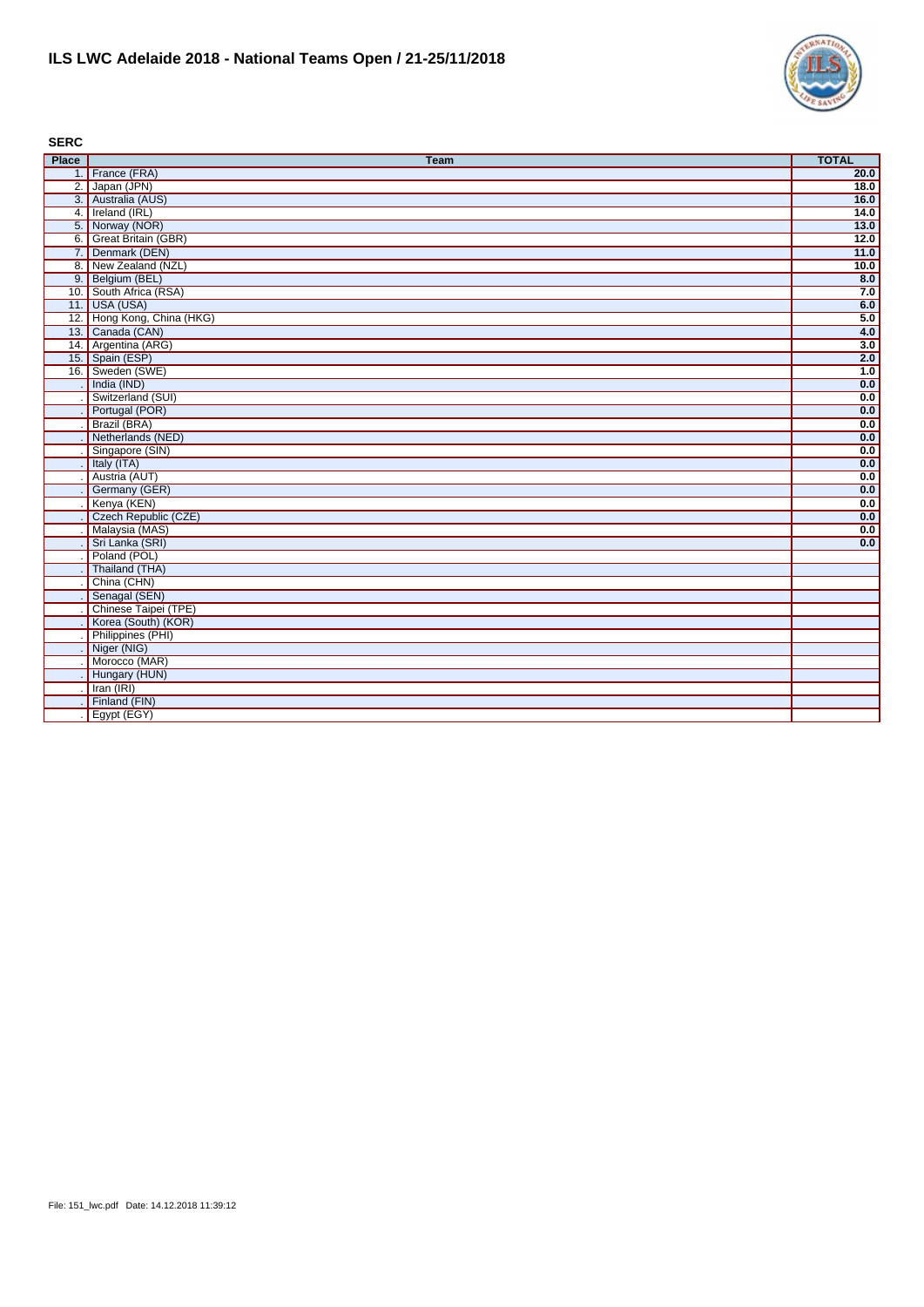# ILS LWC Adelaide 2018 - National Teams Open / 21-25/11/2018

**SERC**

| Place | Team | TOTAL |
|---|---|---|
| 1. | France (FRA) | 20.0 |
| 2. | Japan (JPN) | 18.0 |
| 3. | Australia (AUS) | 16.0 |
| 4. | Ireland (IRL) | 14.0 |
| 5. | Norway (NOR) | 13.0 |
| 6. | Great Britain (GBR) | 12.0 |
| 7. | Denmark (DEN) | 11.0 |
| 8. | New Zealand (NZL) | 10.0 |
| 9. | Belgium (BEL) | 8.0 |
| 10. | South Africa (RSA) | 7.0 |
| 11. | USA (USA) | 6.0 |
| 12. | Hong Kong, China (HKG) | 5.0 |
| 13. | Canada (CAN) | 4.0 |
| 14. | Argentina (ARG) | 3.0 |
| 15. | Spain (ESP) | 2.0 |
| 16. | Sweden (SWE) | 1.0 |
| . | India (IND) | 0.0 |
| . | Switzerland (SUI) | 0.0 |
| . | Portugal (POR) | 0.0 |
| . | Brazil (BRA) | 0.0 |
| . | Netherlands (NED) | 0.0 |
| . | Singapore (SIN) | 0.0 |
| . | Italy (ITA) | 0.0 |
| . | Austria (AUT) | 0.0 |
| . | Germany (GER) | 0.0 |
| . | Kenya (KEN) | 0.0 |
| . | Czech Republic (CZE) | 0.0 |
| . | Malaysia (MAS) | 0.0 |
| . | Sri Lanka (SRI) | 0.0 |
| . | Poland (POL) | |
| . | Thailand (THA) | |
| . | China (CHN) | |
| . | Senagal (SEN) | |
| . | Chinese Taipei (TPE) | |
| . | Korea (South) (KOR) | |
| . | Philippines (PHI) | |
| . | Niger (NIG) | |
| . | Morocco (MAR) | |
| . | Hungary (HUN) | |
| . | Iran (IRI) | |
| . | Finland (FIN) | |
| . | Egypt (EGY) | |

File: 151_lwc.pdf Date: 14.12.2018 11:39:12